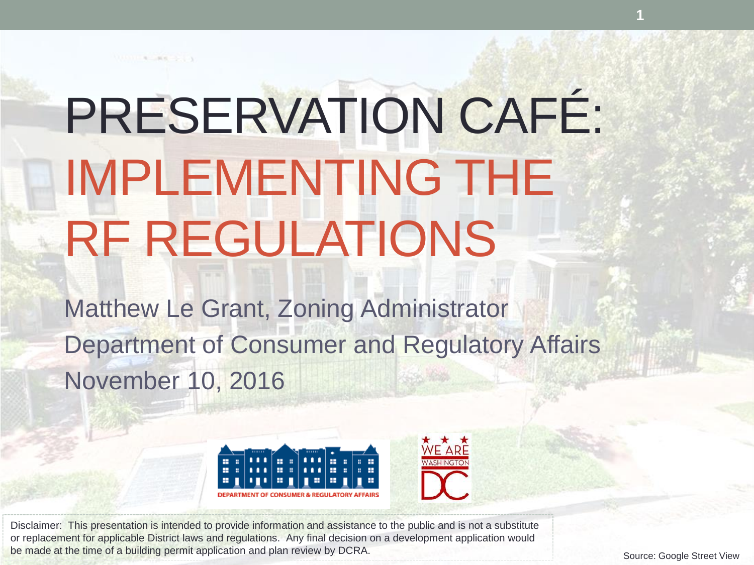# PRESERVATION CAFÉ: IMPLEMENTING THE RF REGULATIONS

Matthew Le Grant, Zoning Administrator

Department of Consumer and Regulatory Affairs

November 10, 2016

DEPARTMENT OF CONSUMER & REGULATORY AFFAIRS

WE ARE WASHINGTON DC

Disclaimer: This presentation is intended to provide information and assistance to the public and is not a substitute or replacement for applicable District laws and regulations. Any final decision on a development application would be made at the time of a building permit application and plan review by DCRA.

Source: Google Street View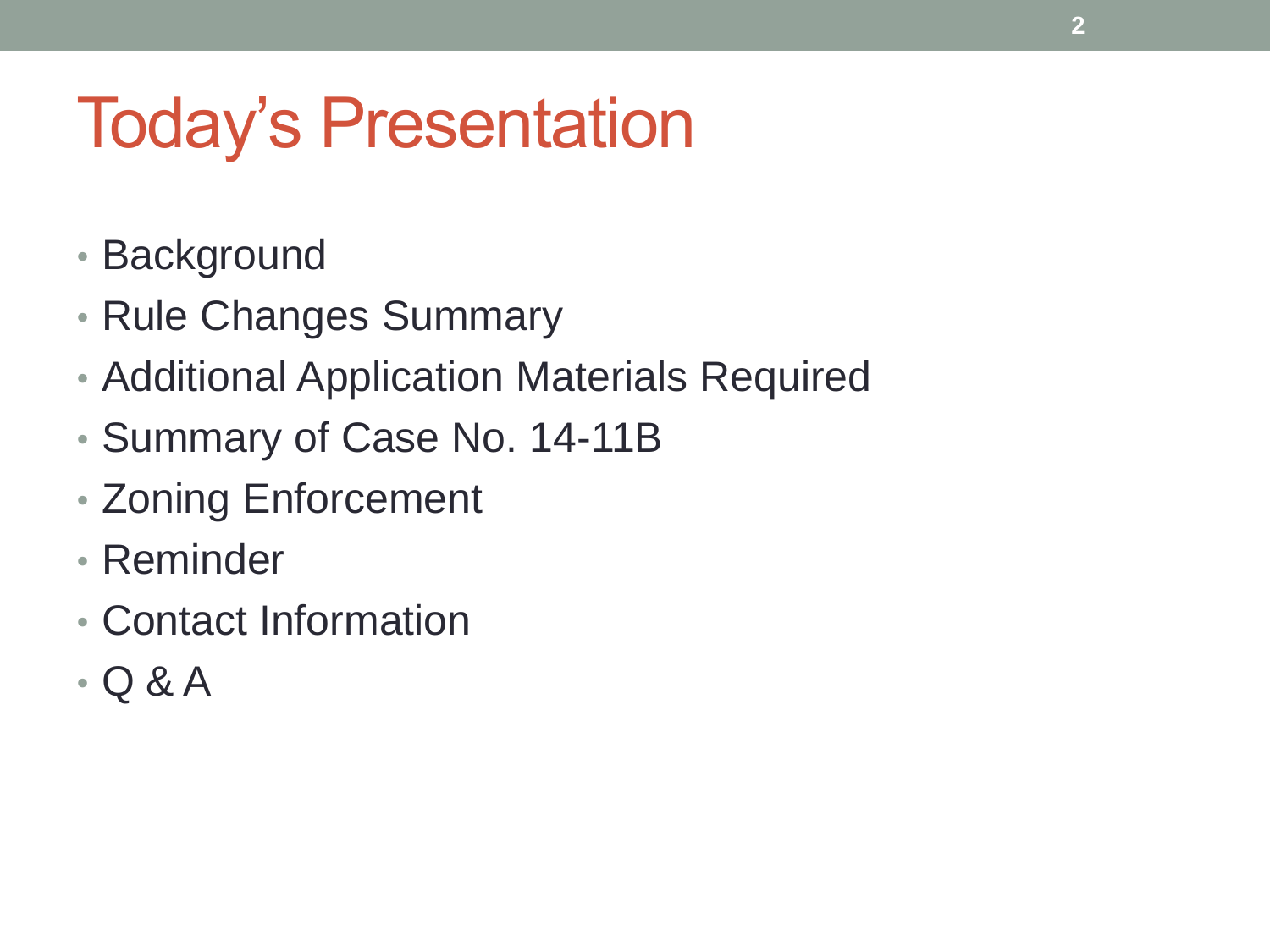# Today's Presentation

- Background
- Rule Changes Summary
- Additional Application Materials Required
- Summary of Case No. 14-11B
- Zoning Enforcement
- Reminder
- Contact Information
- Q & A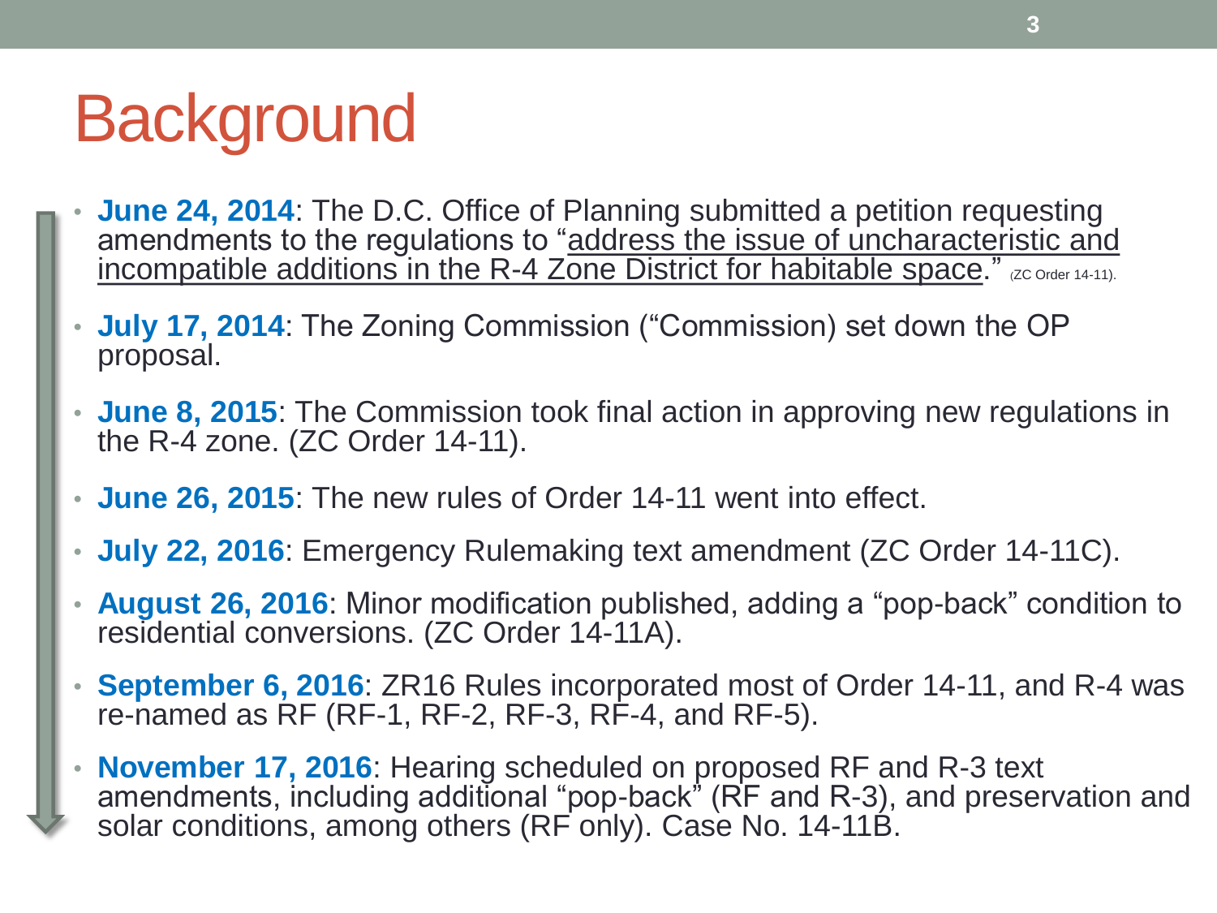# Background

- **June 24, 2014**: The D.C. Office of Planning submitted a petition requesting amendments to the regulations to "address the issue of uncharacteristic and incompatible additions in the R-4 Zone District for habitable space." (ZC Order 14-11).
- **July 17, 2014**: The Zoning Commission ("Commission) set down the OP proposal.
- **June 8, 2015**: The Commission took final action in approving new regulations in the R-4 zone. (ZC Order 14-11).
- **June 26, 2015**: The new rules of Order 14-11 went into effect.
- **July 22, 2016**: Emergency Rulemaking text amendment (ZC Order 14-11C).
- **August 26, 2016**: Minor modification published, adding a "pop-back" condition to residential conversions. (ZC Order 14-11A).
- **September 6, 2016**: ZR16 Rules incorporated most of Order 14-11, and R-4 was re-named as RF (RF-1, RF-2, RF-3, RF-4, and RF-5).
- **November 17, 2016**: Hearing scheduled on proposed RF and R-3 text amendments, including additional "pop-back" (RF and R-3), and preservation and solar conditions, among others (RF only). Case No. 14-11B.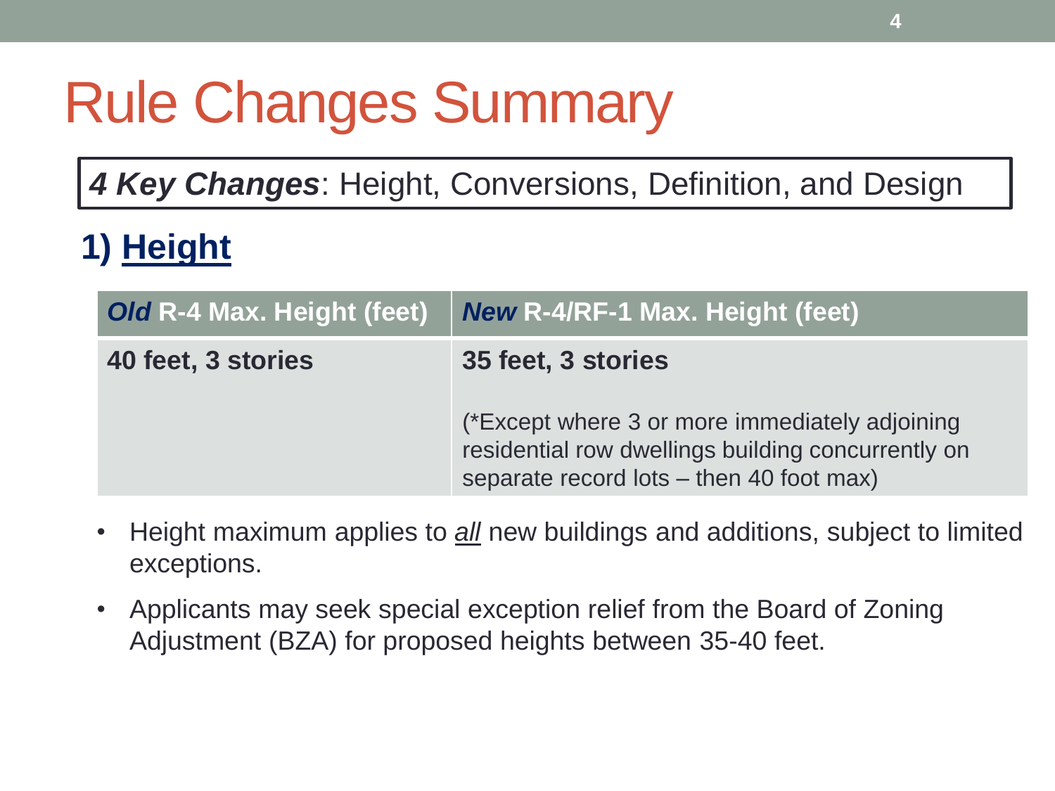# Rule Changes Summary

***4 Key Changes***: Height, Conversions, Definition, and Design

## 1) Height

| ***Old*** **R-4 Max. Height (feet)** | ***New*** **R-4/RF-1 Max. Height (feet)** |
|---|---|
| **40 feet, 3 stories** | **35 feet, 3 stories**<br><br>(*Except where 3 or more immediately adjoining residential row dwellings building concurrently on separate record lots – then 40 foot max) |

- Height maximum applies to ***all*** new buildings and additions, subject to limited exceptions.
- Applicants may seek special exception relief from the Board of Zoning Adjustment (BZA) for proposed heights between 35-40 feet.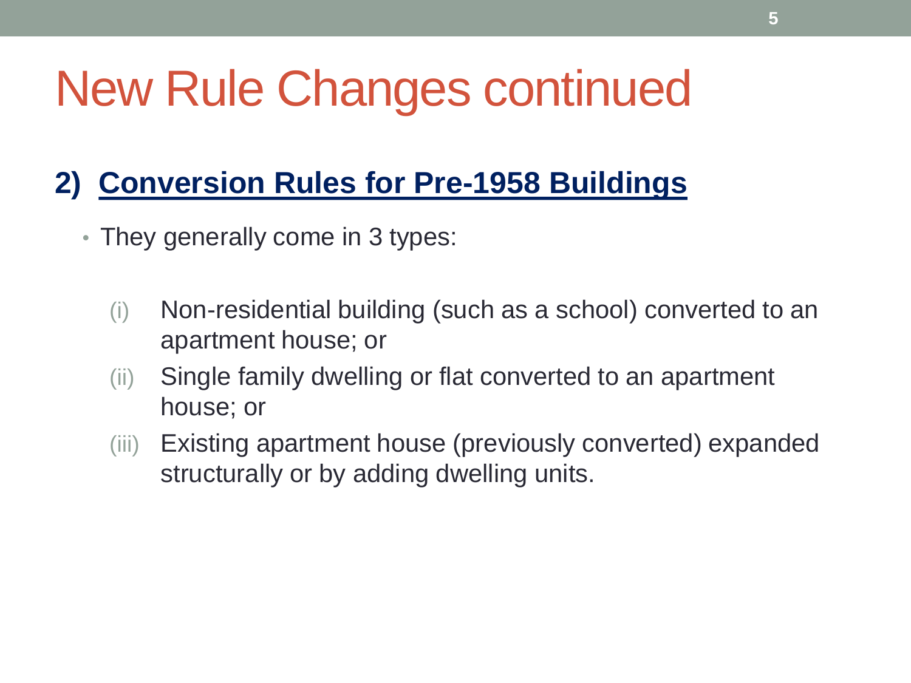# New Rule Changes continued

## 2) Conversion Rules for Pre-1958 Buildings

- They generally come in 3 types:

  (i) Non-residential building (such as a school) converted to an apartment house; or

  (ii) Single family dwelling or flat converted to an apartment house; or

  (iii) Existing apartment house (previously converted) expanded structurally or by adding dwelling units.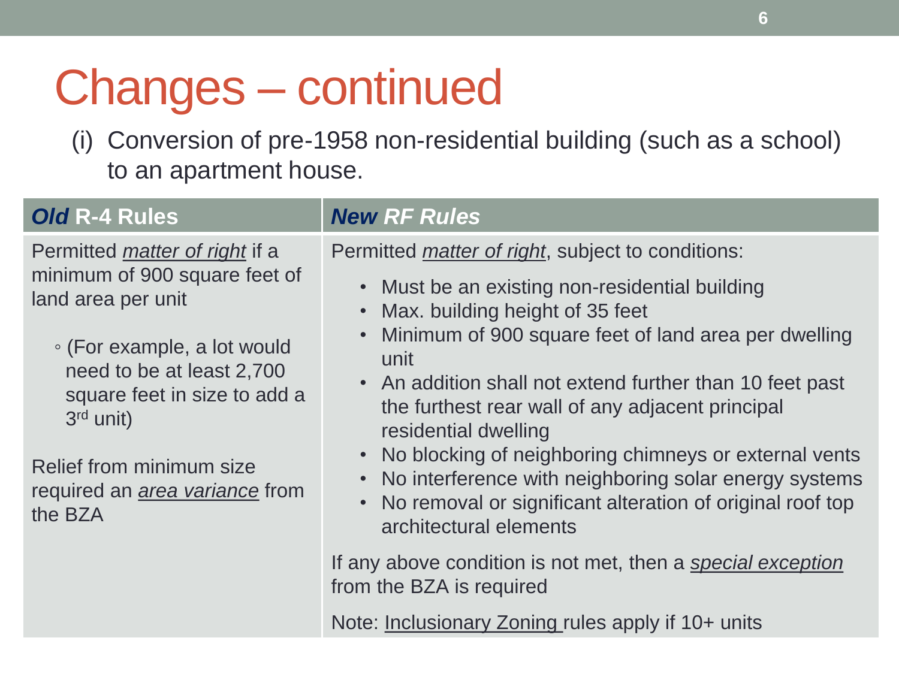# Changes – continued

(i) Conversion of pre-1958 non-residential building (such as a school) to an apartment house.

| ***Old*** **R-4 Rules** | ***New RF Rules*** |
| --- | --- |
| Permitted ***matter of right*** if a minimum of 900 square feet of land area per unit<br><br>◦ (For example, a lot would need to be at least 2,700 square feet in size to add a 3rd unit)<br><br>Relief from minimum size required an ***area variance*** from the BZA | Permitted ***matter of right***, subject to conditions:<br>• Must be an existing non-residential building<br>• Max. building height of 35 feet<br>• Minimum of 900 square feet of land area per dwelling unit<br>• An addition shall not extend further than 10 feet past the furthest rear wall of any adjacent principal residential dwelling<br>• No blocking of neighboring chimneys or external vents<br>• No interference with neighboring solar energy systems<br>• No removal or significant alteration of original roof top architectural elements<br><br>If any above condition is not met, then a ***special exception*** from the BZA is required<br><br>Note: Inclusionary Zoning rules apply if 10+ units |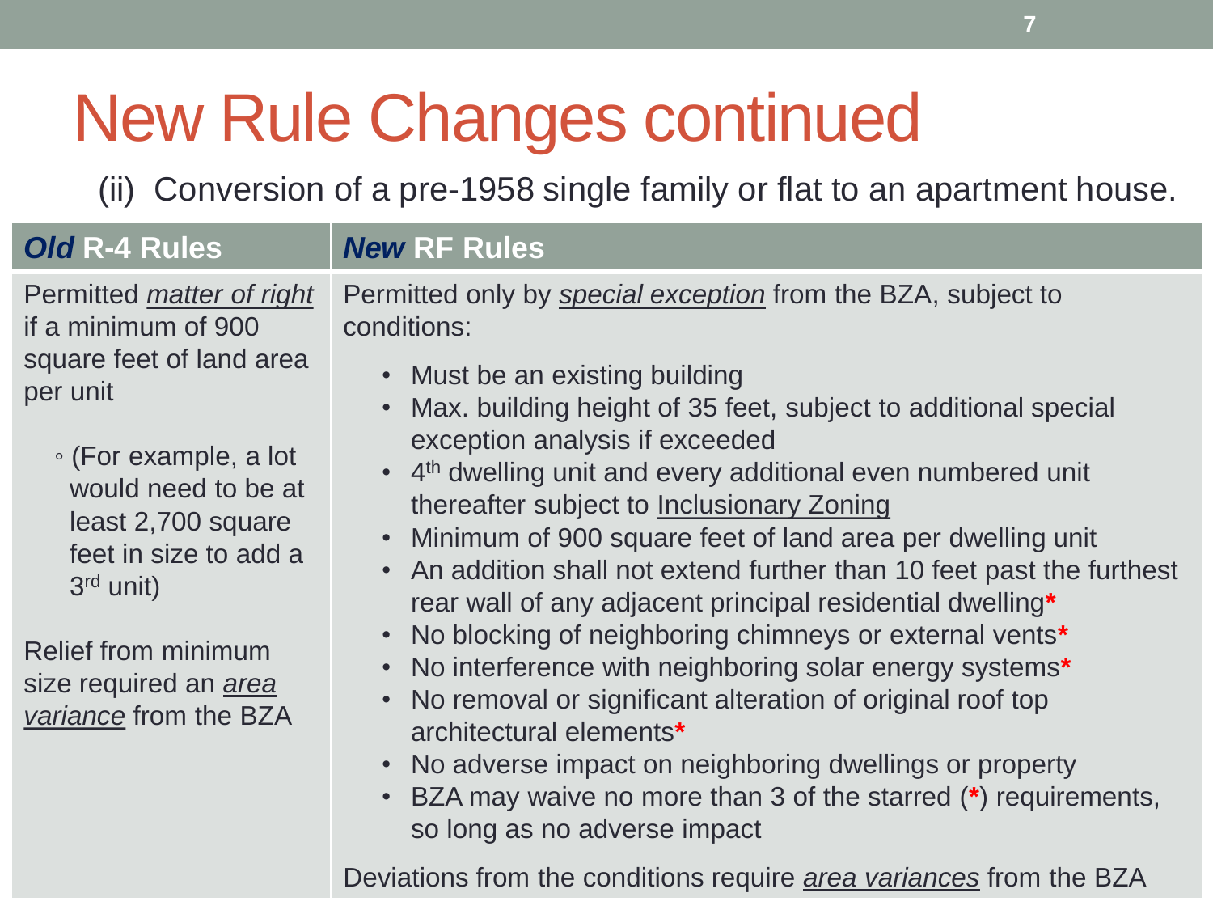# New Rule Changes continued

(ii) Conversion of a pre-1958 single family or flat to an apartment house.

| ***Old* R-4 Rules** | ***New* RF Rules** |
|---|---|
| Permitted ***matter of right*** if a minimum of 900 square feet of land area per unit<br><br>◦ (For example, a lot would need to be at least 2,700 square feet in size to add a 3rd unit)<br><br>Relief from minimum size required an ***area variance*** from the BZA | Permitted only by ***special exception*** from the BZA, subject to conditions:<br><br>• Must be an existing building<br>• Max. building height of 35 feet, subject to additional special exception analysis if exceeded<br>• 4th dwelling unit and every additional even numbered unit thereafter subject to Inclusionary Zoning<br>• Minimum of 900 square feet of land area per dwelling unit<br>• An addition shall not extend further than 10 feet past the furthest rear wall of any adjacent principal residential dwelling*<br>• No blocking of neighboring chimneys or external vents*<br>• No interference with neighboring solar energy systems*<br>• No removal or significant alteration of original roof top architectural elements*<br>• No adverse impact on neighboring dwellings or property<br>• BZA may waive no more than 3 of the starred (*) requirements, so long as no adverse impact<br><br>Deviations from the conditions require ***area variances*** from the BZA |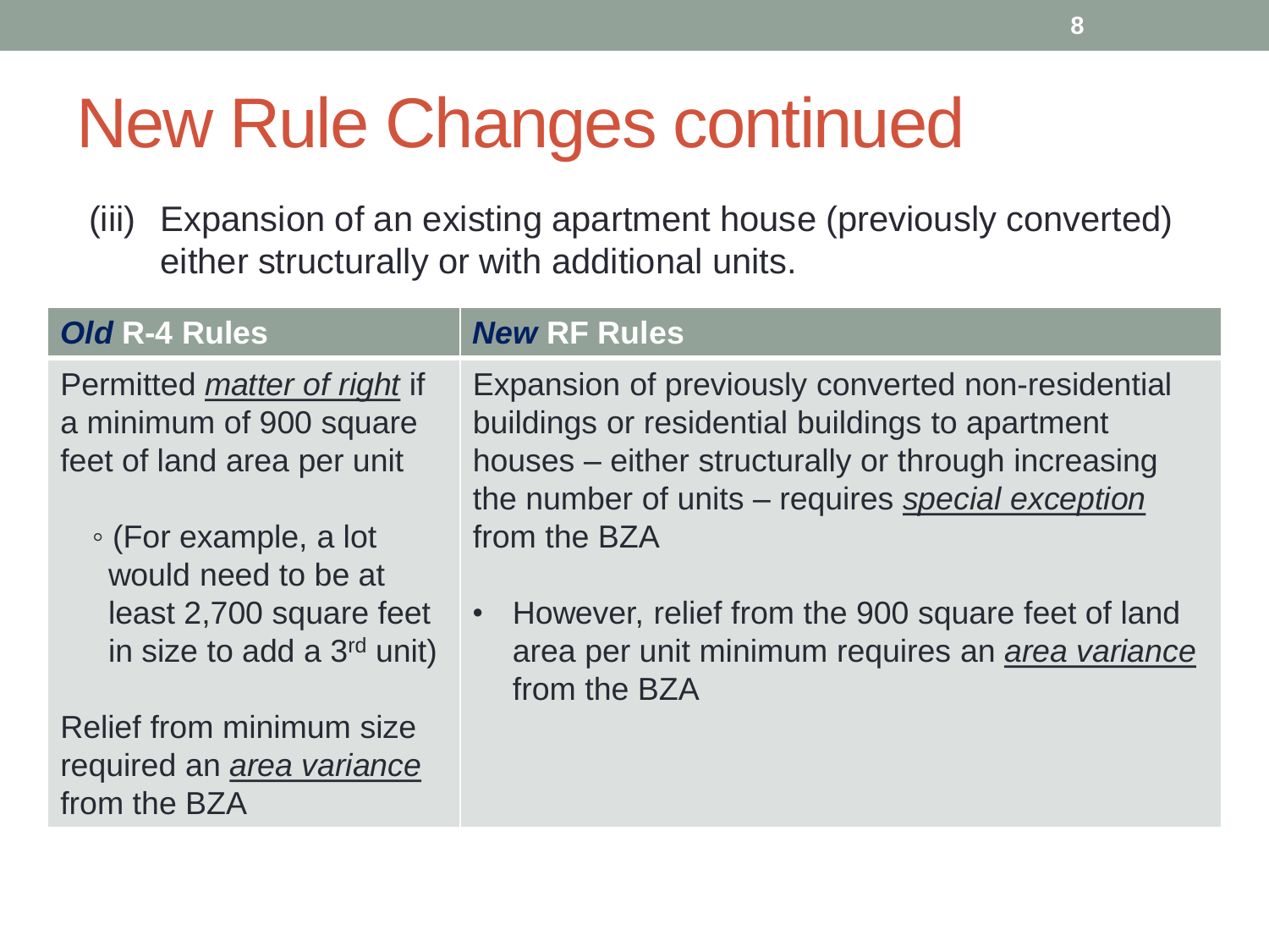# New Rule Changes continued

(iii) Expansion of an existing apartment house (previously converted) either structurally or with additional units.

| ***Old* R-4 Rules** | ***New* RF Rules** |
| --- | --- |
| Permitted ***matter of right*** if a minimum of 900 square feet of land area per unit<br><br>◦ (For example, a lot would need to be at least 2,700 square feet in size to add a 3rd unit)<br><br>Relief from minimum size required an ***area variance*** from the BZA | Expansion of previously converted non-residential buildings or residential buildings to apartment houses – either structurally or through increasing the number of units – requires ***special exception*** from the BZA<br><br>• However, relief from the 900 square feet of land area per unit minimum requires an ***area variance*** from the BZA |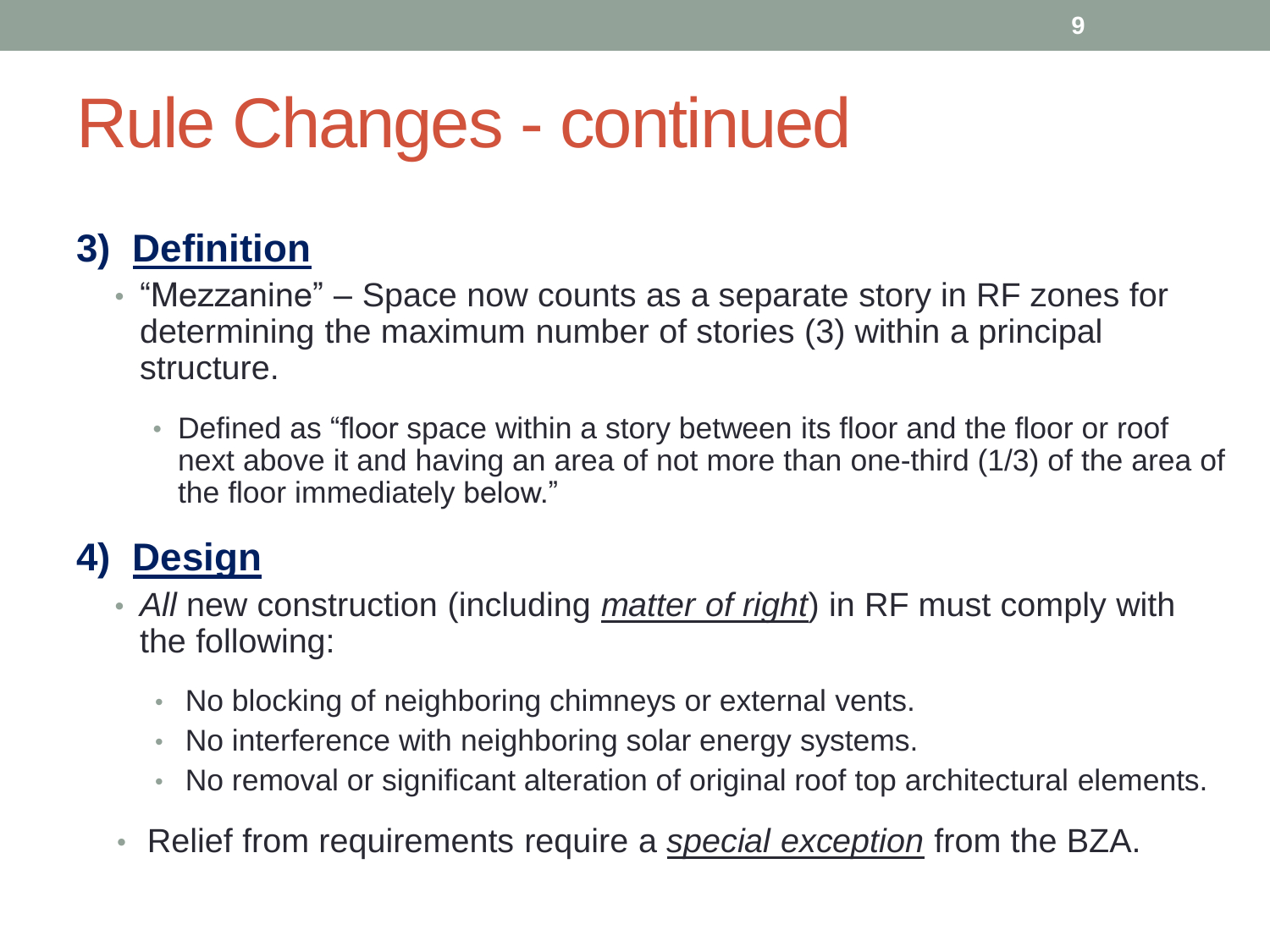# Rule Changes - continued

## 3) <u>Definition</u>

- "Mezzanine" – Space now counts as a separate story in RF zones for determining the maximum number of stories (3) within a principal structure.
  - Defined as "floor space within a story between its floor and the floor or roof next above it and having an area of not more than one-third (1/3) of the area of the floor immediately below."

## 4) <u>Design</u>

- *All* new construction (including *<u>matter of right</u>*) in RF must comply with the following:
  - No blocking of neighboring chimneys or external vents.
  - No interference with neighboring solar energy systems.
  - No removal or significant alteration of original roof top architectural elements.
- Relief from requirements require a *<u>special exception</u>* from the BZA.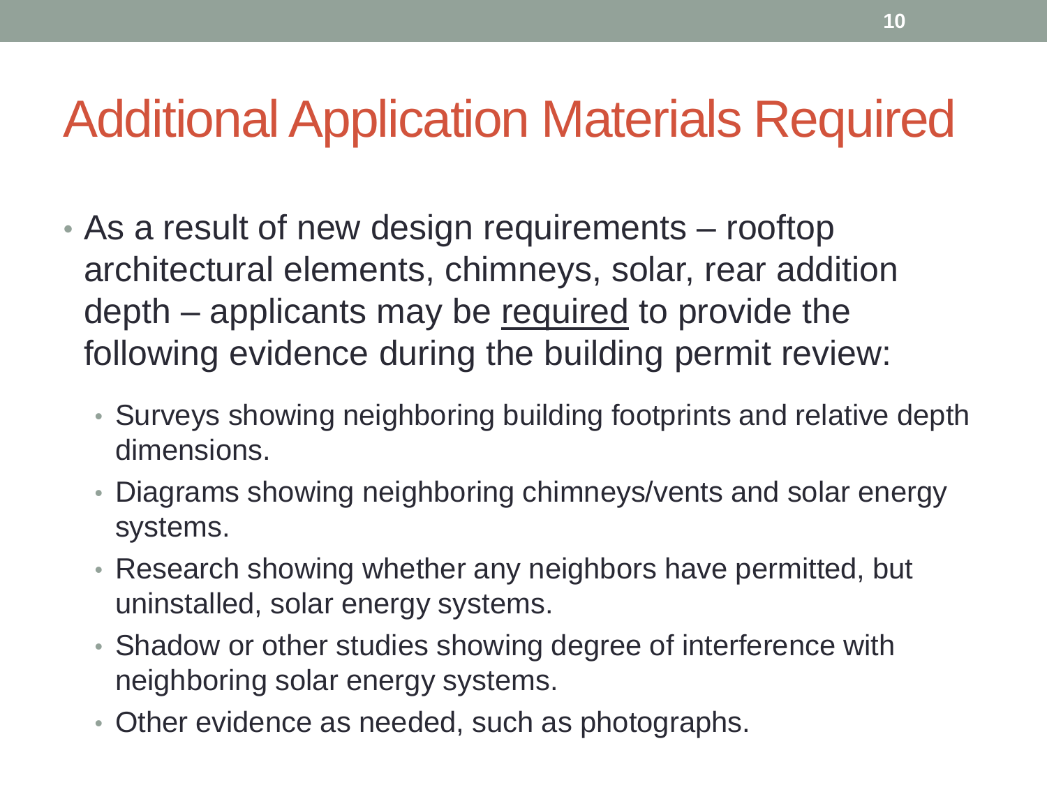# Additional Application Materials Required

- As a result of new design requirements – rooftop architectural elements, chimneys, solar, rear addition depth – applicants may be <u>required</u> to provide the following evidence during the building permit review:
  - Surveys showing neighboring building footprints and relative depth dimensions.
  - Diagrams showing neighboring chimneys/vents and solar energy systems.
  - Research showing whether any neighbors have permitted, but uninstalled, solar energy systems.
  - Shadow or other studies showing degree of interference with neighboring solar energy systems.
  - Other evidence as needed, such as photographs.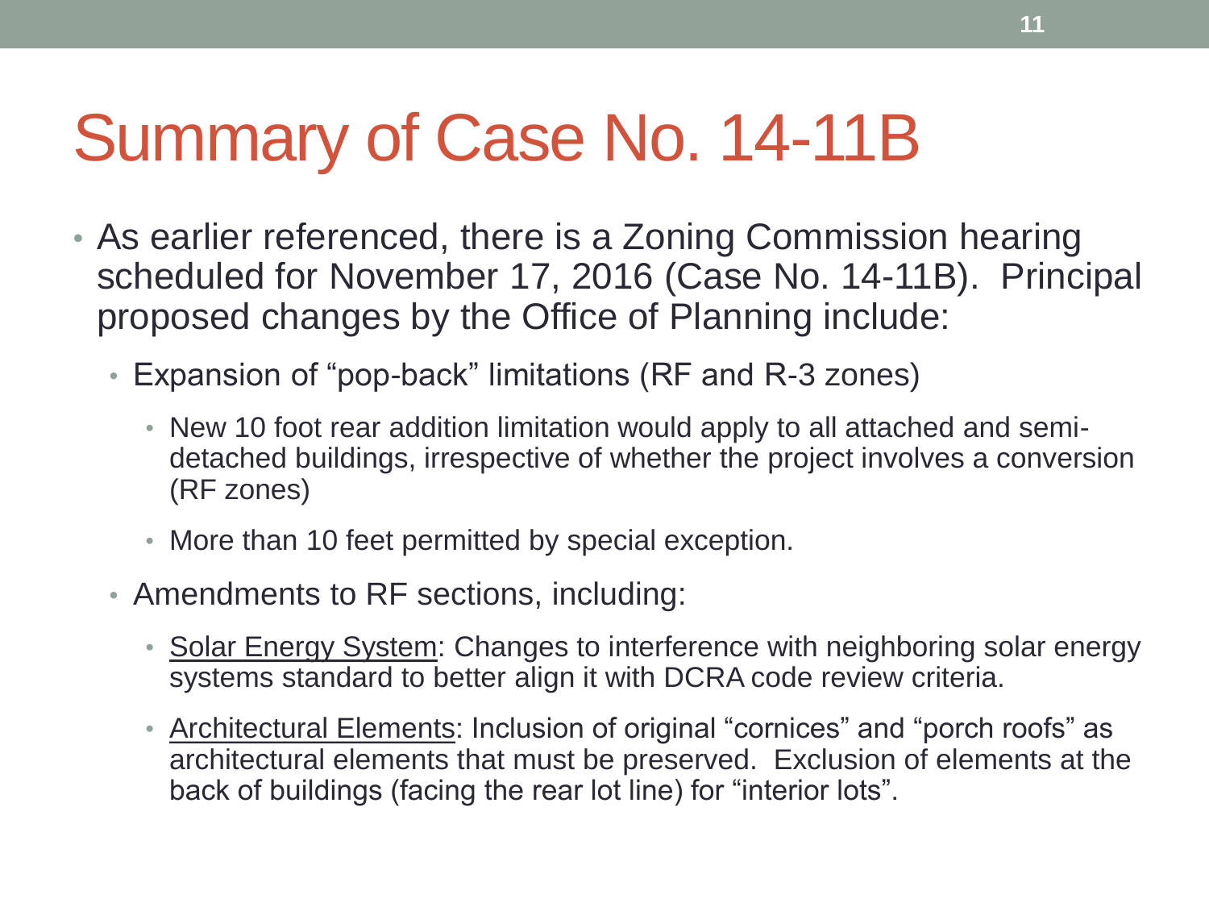# Summary of Case No. 14-11B

- As earlier referenced, there is a Zoning Commission hearing scheduled for November 17, 2016 (Case No. 14-11B). Principal proposed changes by the Office of Planning include:
  - Expansion of “pop-back” limitations (RF and R-3 zones)
    - New 10 foot rear addition limitation would apply to all attached and semi-detached buildings, irrespective of whether the project involves a conversion (RF zones)
    - More than 10 feet permitted by special exception.
  - Amendments to RF sections, including:
    - Solar Energy System: Changes to interference with neighboring solar energy systems standard to better align it with DCRA code review criteria.
    - Architectural Elements: Inclusion of original “cornices” and “porch roofs” as architectural elements that must be preserved. Exclusion of elements at the back of buildings (facing the rear lot line) for “interior lots”.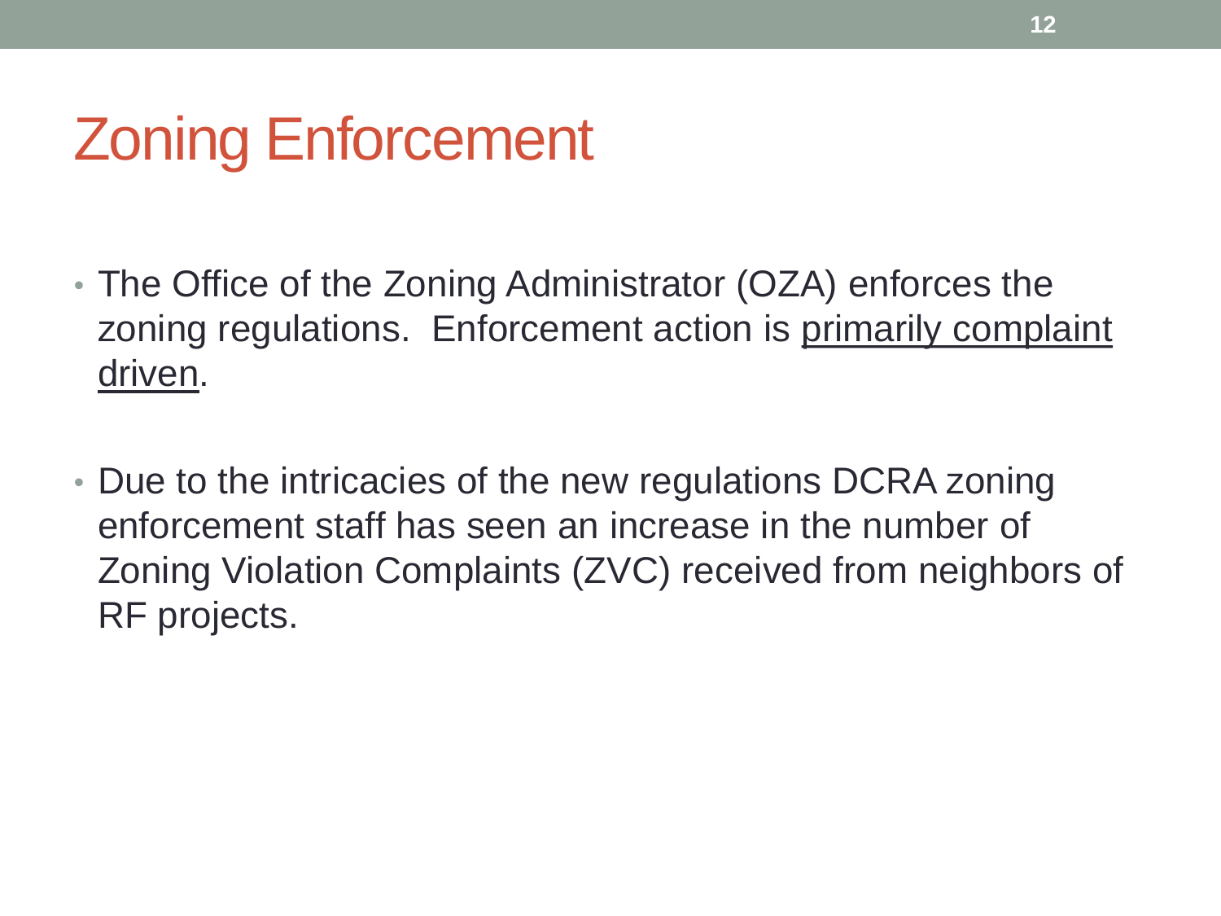# Zoning Enforcement

- The Office of the Zoning Administrator (OZA) enforces the zoning regulations. Enforcement action is <u>primarily complaint driven</u>.
- Due to the intricacies of the new regulations DCRA zoning enforcement staff has seen an increase in the number of Zoning Violation Complaints (ZVC) received from neighbors of RF projects.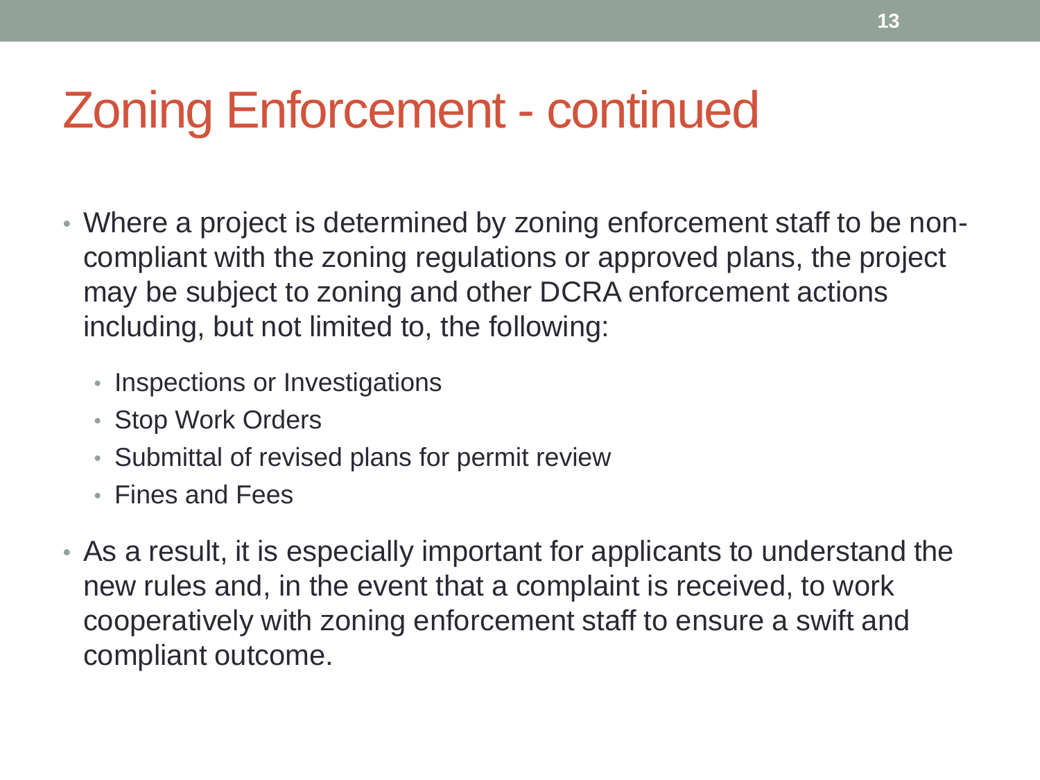# Zoning Enforcement - continued

- Where a project is determined by zoning enforcement staff to be non-compliant with the zoning regulations or approved plans, the project may be subject to zoning and other DCRA enforcement actions including, but not limited to, the following:
  - Inspections or Investigations
  - Stop Work Orders
  - Submittal of revised plans for permit review
  - Fines and Fees
- As a result, it is especially important for applicants to understand the new rules and, in the event that a complaint is received, to work cooperatively with zoning enforcement staff to ensure a swift and compliant outcome.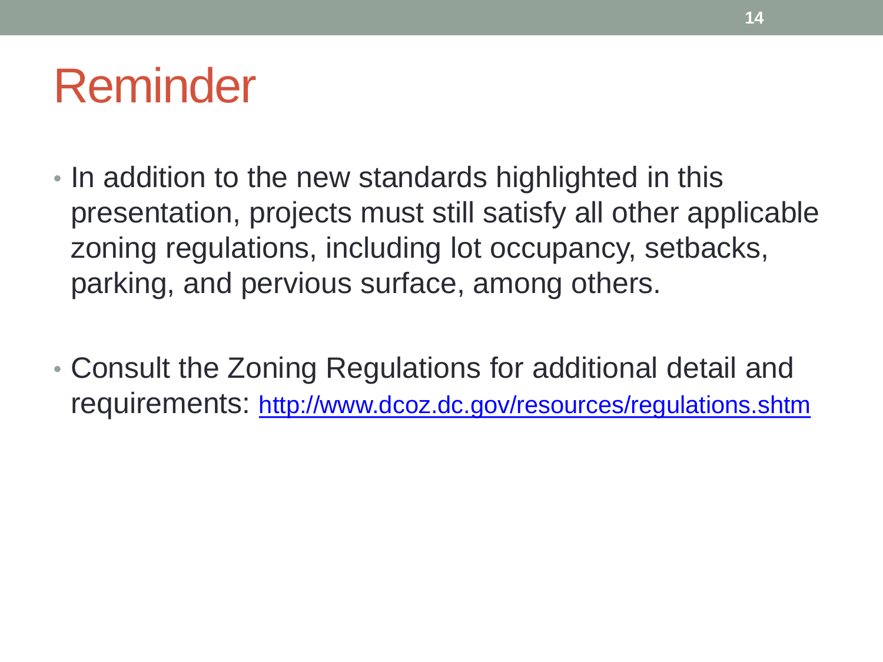# Reminder

- In addition to the new standards highlighted in this presentation, projects must still satisfy all other applicable zoning regulations, including lot occupancy, setbacks, parking, and pervious surface, among others.

- Consult the Zoning Regulations for additional detail and requirements: http://www.dcoz.dc.gov/resources/regulations.shtm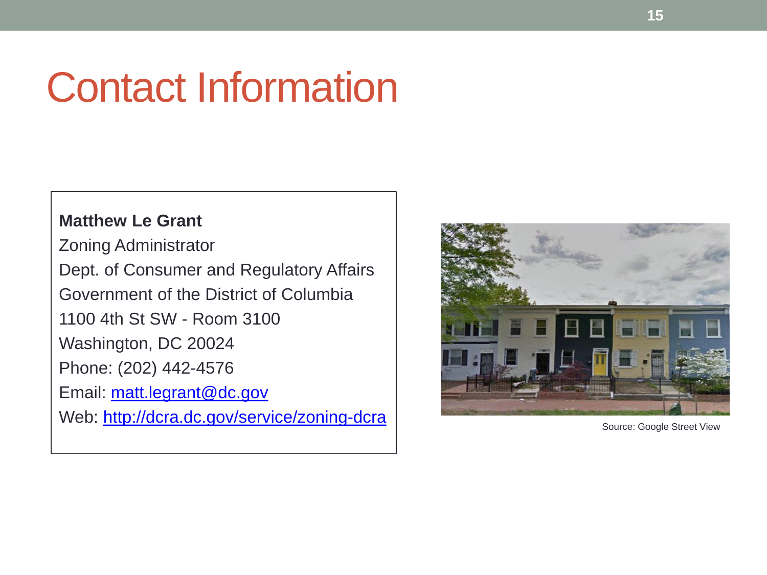# Contact Information

**Matthew Le Grant**
Zoning Administrator
Dept. of Consumer and Regulatory Affairs
Government of the District of Columbia
1100 4th St SW - Room 3100
Washington, DC 20024
Phone: (202) 442-4576
Email: matt.legrant@dc.gov
Web: http://dcra.dc.gov/service/zoning-dcra

Source: Google Street View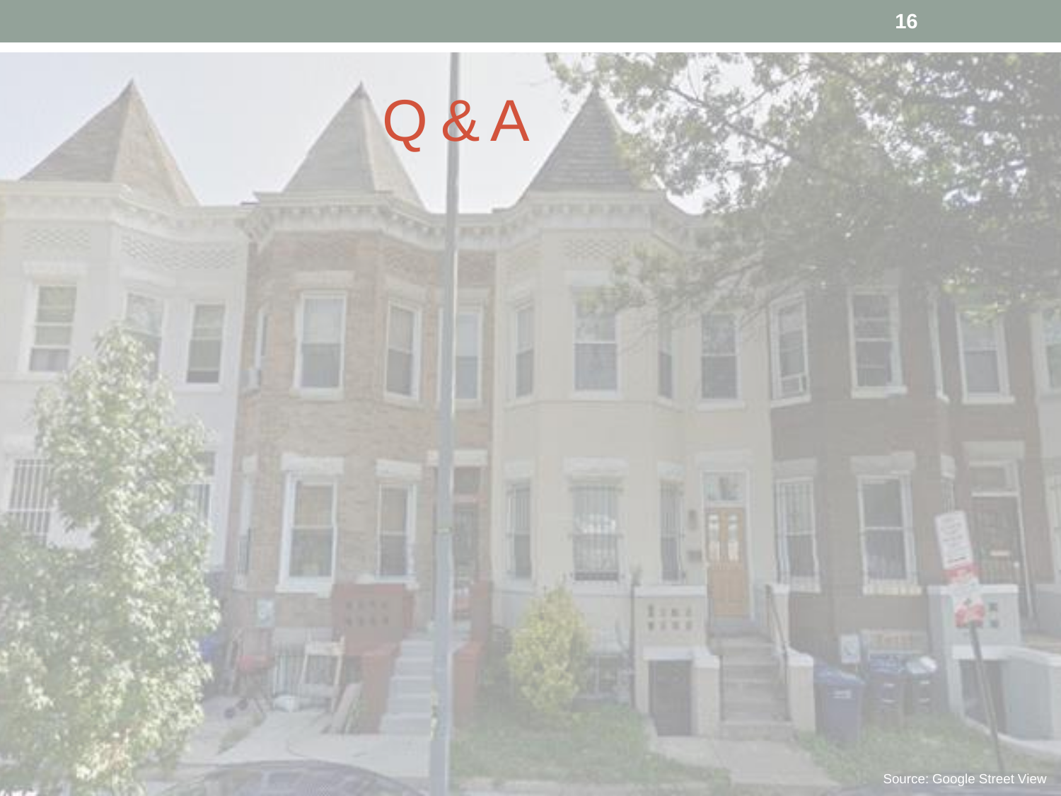# Q & A

Source: Google Street View